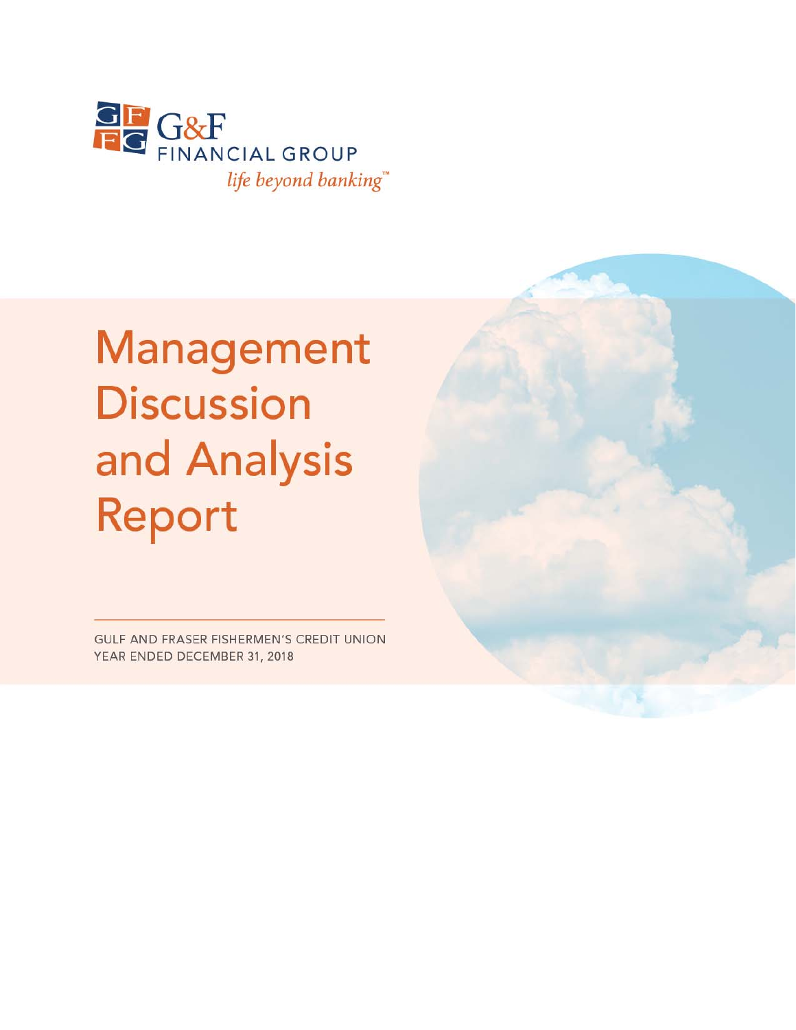G&F FINANCIAL GROUP

*life beyond banking*™

# Management Discussion and Analysis Report

GULF AND FRASER FISHERMEN'S CREDIT UNION
YEAR ENDED DECEMBER 31, 2018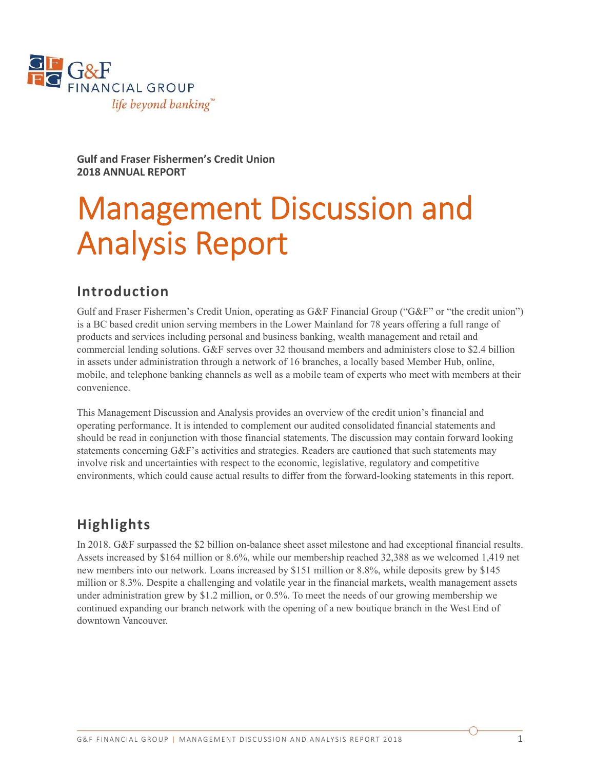G&F FINANCIAL GROUP
*life beyond banking™*

**Gulf and Fraser Fishermen's Credit Union**
**2018 ANNUAL REPORT**

# Management Discussion and Analysis Report

## Introduction

Gulf and Fraser Fishermen's Credit Union, operating as G&F Financial Group ("G&F" or "the credit union") is a BC based credit union serving members in the Lower Mainland for 78 years offering a full range of products and services including personal and business banking, wealth management and retail and commercial lending solutions. G&F serves over 32 thousand members and administers close to $2.4 billion in assets under administration through a network of 16 branches, a locally based Member Hub, online, mobile, and telephone banking channels as well as a mobile team of experts who meet with members at their convenience.

This Management Discussion and Analysis provides an overview of the credit union's financial and operating performance. It is intended to complement our audited consolidated financial statements and should be read in conjunction with those financial statements. The discussion may contain forward looking statements concerning G&F's activities and strategies. Readers are cautioned that such statements may involve risk and uncertainties with respect to the economic, legislative, regulatory and competitive environments, which could cause actual results to differ from the forward-looking statements in this report.

## Highlights

In 2018, G&F surpassed the $2 billion on-balance sheet asset milestone and had exceptional financial results. Assets increased by $164 million or 8.6%, while our membership reached 32,388 as we welcomed 1,419 net new members into our network. Loans increased by $151 million or 8.8%, while deposits grew by $145 million or 8.3%. Despite a challenging and volatile year in the financial markets, wealth management assets under administration grew by $1.2 million, or 0.5%. To meet the needs of our growing membership we continued expanding our branch network with the opening of a new boutique branch in the West End of downtown Vancouver.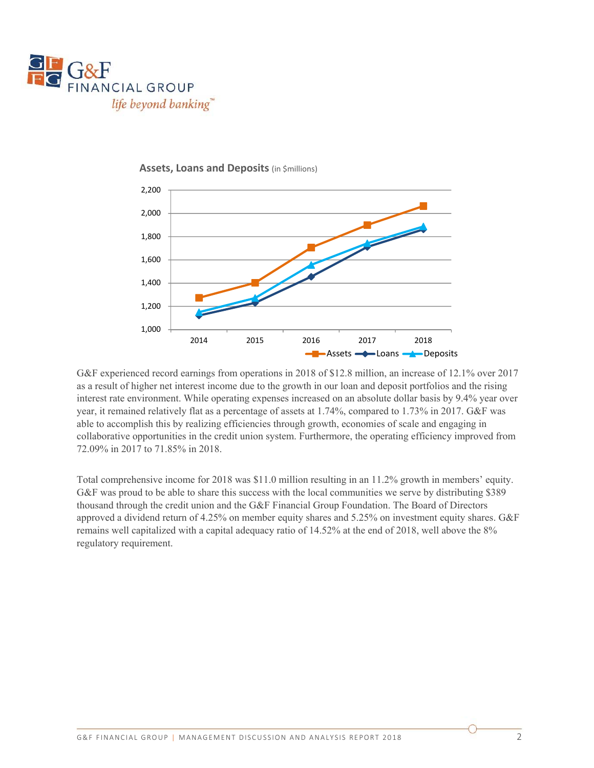**Assets, Loans and Deposits** (in $millions)

G&F experienced record earnings from operations in 2018 of $12.8 million, an increase of 12.1% over 2017 as a result of higher net interest income due to the growth in our loan and deposit portfolios and the rising interest rate environment. While operating expenses increased on an absolute dollar basis by 9.4% year over year, it remained relatively flat as a percentage of assets at 1.74%, compared to 1.73% in 2017. G&F was able to accomplish this by realizing efficiencies through growth, economies of scale and engaging in collaborative opportunities in the credit union system. Furthermore, the operating efficiency improved from 72.09% in 2017 to 71.85% in 2018.

Total comprehensive income for 2018 was $11.0 million resulting in an 11.2% growth in members' equity. G&F was proud to be able to share this success with the local communities we serve by distributing $389 thousand through the credit union and the G&F Financial Group Foundation. The Board of Directors approved a dividend return of 4.25% on member equity shares and 5.25% on investment equity shares. G&F remains well capitalized with a capital adequacy ratio of 14.52% at the end of 2018, well above the 8% regulatory requirement.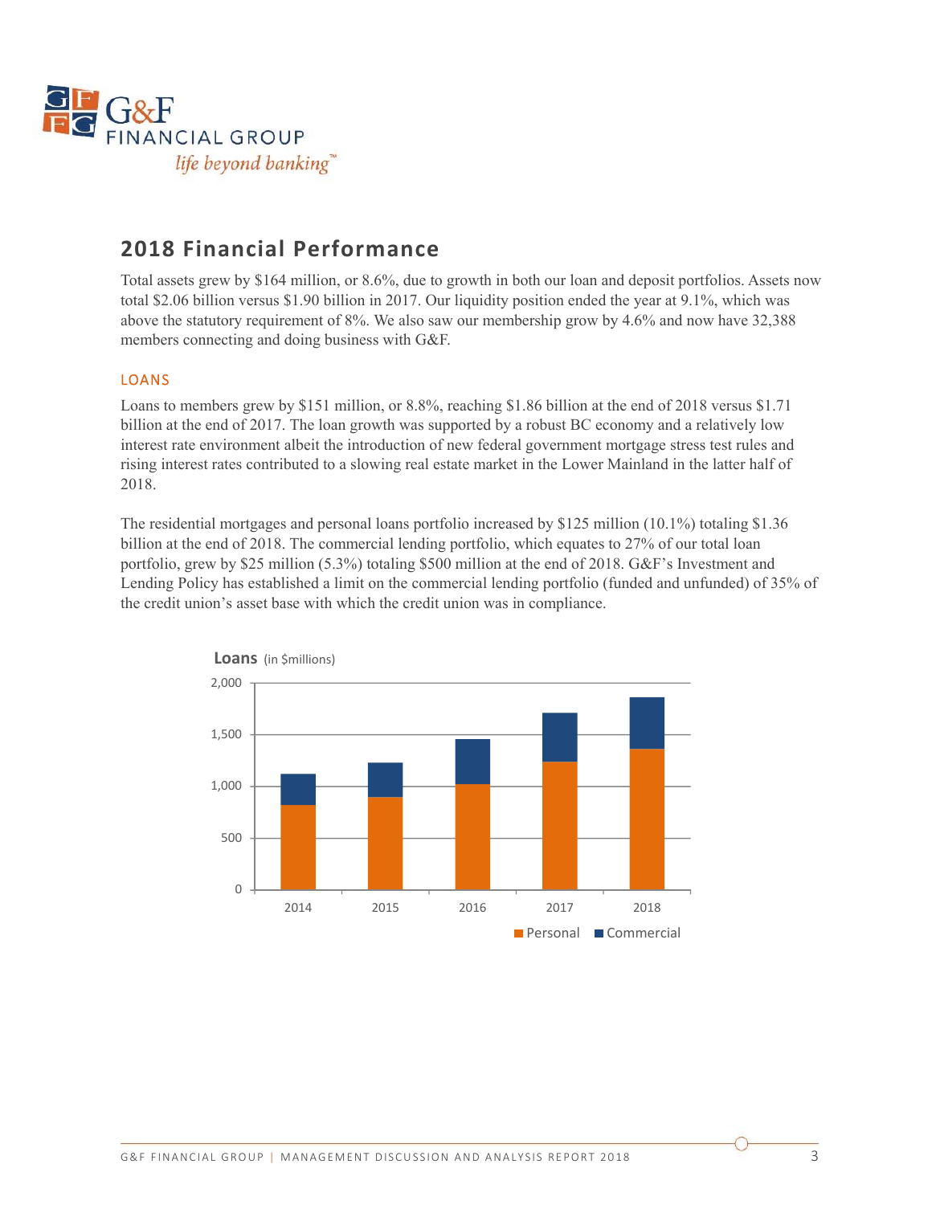## 2018 Financial Performance

Total assets grew by $164 million, or 8.6%, due to growth in both our loan and deposit portfolios. Assets now total $2.06 billion versus $1.90 billion in 2017. Our liquidity position ended the year at 9.1%, which was above the statutory requirement of 8%. We also saw our membership grow by 4.6% and now have 32,388 members connecting and doing business with G&F.

### LOANS

Loans to members grew by $151 million, or 8.8%, reaching $1.86 billion at the end of 2018 versus $1.71 billion at the end of 2017. The loan growth was supported by a robust BC economy and a relatively low interest rate environment albeit the introduction of new federal government mortgage stress test rules and rising interest rates contributed to a slowing real estate market in the Lower Mainland in the latter half of 2018.

The residential mortgages and personal loans portfolio increased by $125 million (10.1%) totaling $1.36 billion at the end of 2018. The commercial lending portfolio, which equates to 27% of our total loan portfolio, grew by $25 million (5.3%) totaling $500 million at the end of 2018. G&F's Investment and Lending Policy has established a limit on the commercial lending portfolio (funded and unfunded) of 35% of the credit union's asset base with which the credit union was in compliance.

**Loans** (in $millions)

| Year | Personal | Commercial |
|---|---|---|
| 2014 | ~820 | ~300 |
| 2015 | ~900 | ~330 |
| 2016 | ~1,020 | ~440 |
| 2017 | ~1,235 | ~475 |
| 2018 | ~1,360 | ~500 |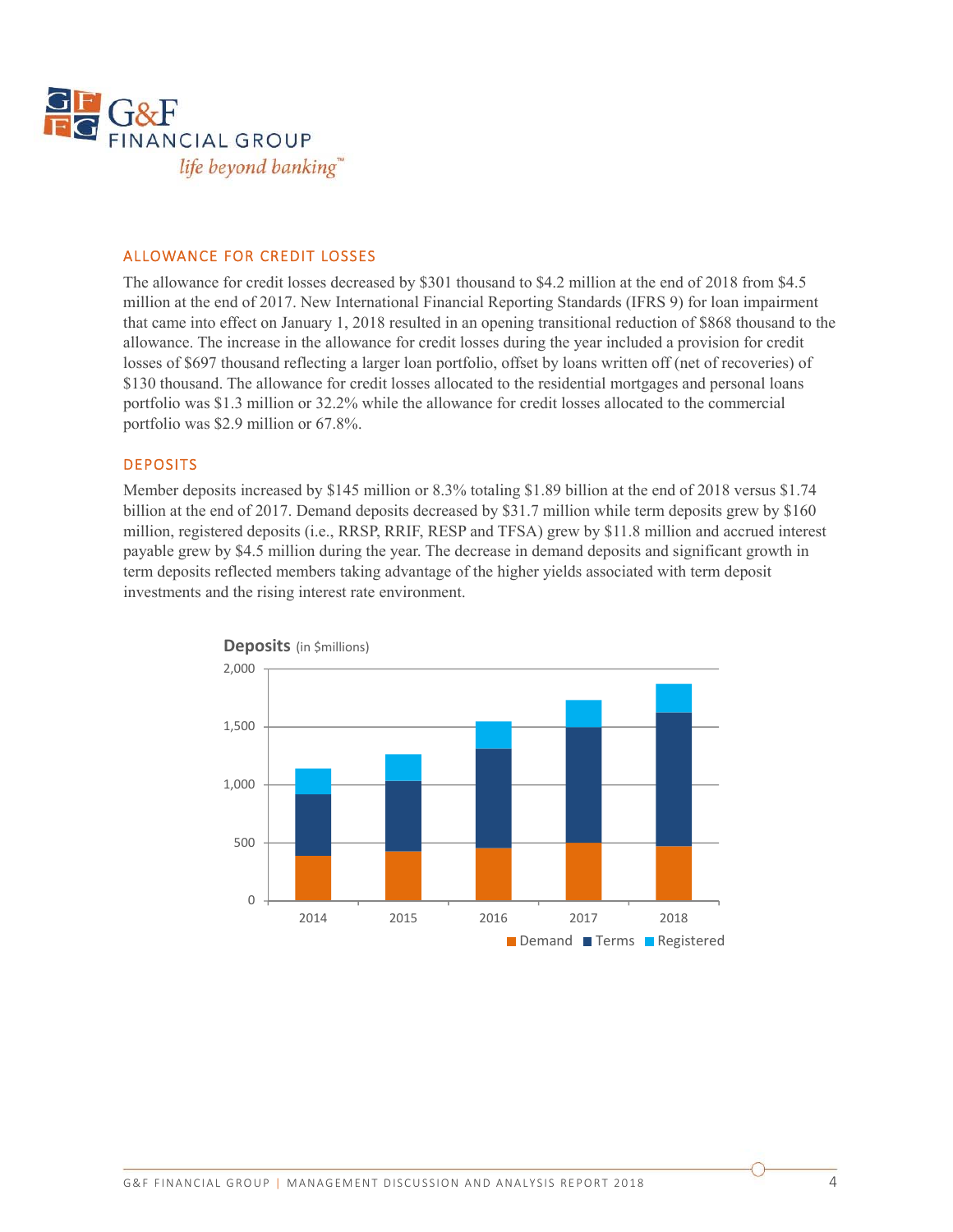## ALLOWANCE FOR CREDIT LOSSES

The allowance for credit losses decreased by $301 thousand to $4.2 million at the end of 2018 from $4.5 million at the end of 2017. New International Financial Reporting Standards (IFRS 9) for loan impairment that came into effect on January 1, 2018 resulted in an opening transitional reduction of $868 thousand to the allowance. The increase in the allowance for credit losses during the year included a provision for credit losses of $697 thousand reflecting a larger loan portfolio, offset by loans written off (net of recoveries) of $130 thousand. The allowance for credit losses allocated to the residential mortgages and personal loans portfolio was $1.3 million or 32.2% while the allowance for credit losses allocated to the commercial portfolio was $2.9 million or 67.8%.

## DEPOSITS

Member deposits increased by $145 million or 8.3% totaling $1.89 billion at the end of 2018 versus $1.74 billion at the end of 2017. Demand deposits decreased by $31.7 million while term deposits grew by $160 million, registered deposits (i.e., RRSP, RRIF, RESP and TFSA) grew by $11.8 million and accrued interest payable grew by $4.5 million during the year. The decrease in demand deposits and significant growth in term deposits reflected members taking advantage of the higher yields associated with term deposit investments and the rising interest rate environment.

**Deposits** (in $millions)

Demand | Terms | Registered

2014 | 2015 | 2016 | 2017 | 2018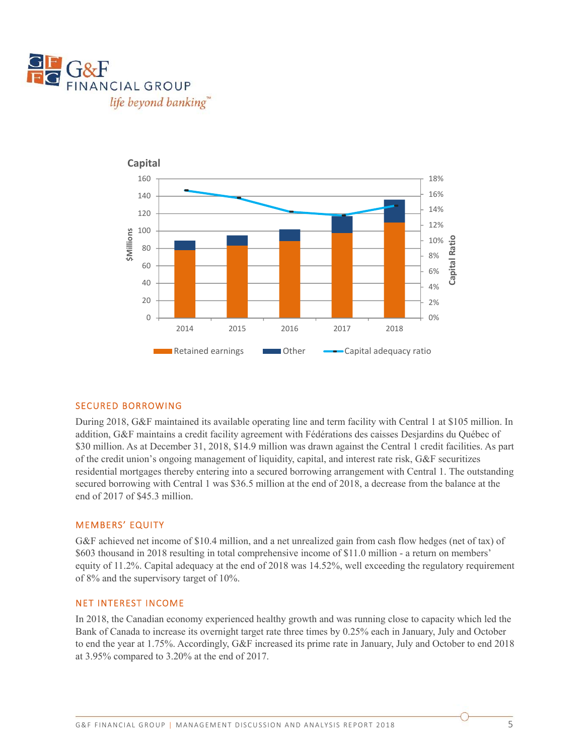**Capital**

SECURED BORROWING

During 2018, G&F maintained its available operating line and term facility with Central 1 at $105 million. In addition, G&F maintains a credit facility agreement with Fédérations des caisses Desjardins du Québec of $30 million. As at December 31, 2018, $14.9 million was drawn against the Central 1 credit facilities. As part of the credit union's ongoing management of liquidity, capital, and interest rate risk, G&F securitizes residential mortgages thereby entering into a secured borrowing arrangement with Central 1. The outstanding secured borrowing with Central 1 was $36.5 million at the end of 2018, a decrease from the balance at the end of 2017 of $45.3 million.

## MEMBERS' EQUITY

G&F achieved net income of $10.4 million, and a net unrealized gain from cash flow hedges (net of tax) of $603 thousand in 2018 resulting in total comprehensive income of $11.0 million - a return on members' equity of 11.2%. Capital adequacy at the end of 2018 was 14.52%, well exceeding the regulatory requirement of 8% and the supervisory target of 10%.

## NET INTEREST INCOME

In 2018, the Canadian economy experienced healthy growth and was running close to capacity which led the Bank of Canada to increase its overnight target rate three times by 0.25% each in January, July and October to end the year at 1.75%. Accordingly, G&F increased its prime rate in January, July and October to end 2018 at 3.95% compared to 3.20% at the end of 2017.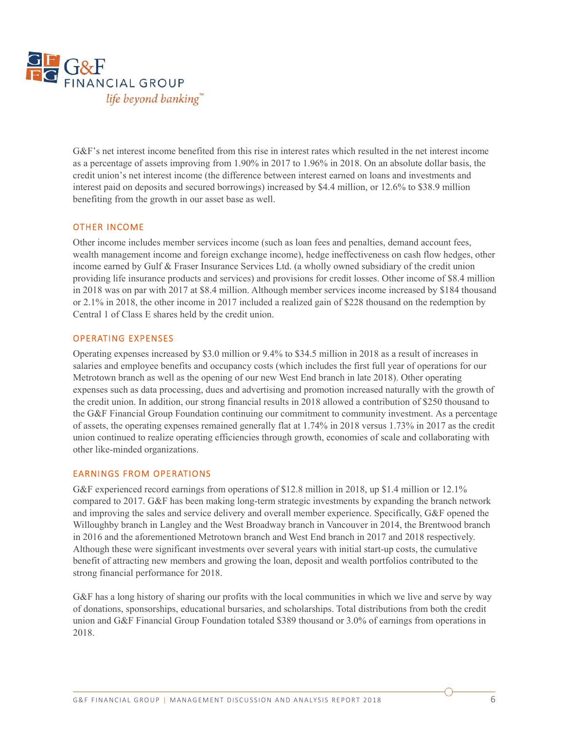G&F's net interest income benefited from this rise in interest rates which resulted in the net interest income as a percentage of assets improving from 1.90% in 2017 to 1.96% in 2018. On an absolute dollar basis, the credit union's net interest income (the difference between interest earned on loans and investments and interest paid on deposits and secured borrowings) increased by $4.4 million, or 12.6% to $38.9 million benefiting from the growth in our asset base as well.

## OTHER INCOME

Other income includes member services income (such as loan fees and penalties, demand account fees, wealth management income and foreign exchange income), hedge ineffectiveness on cash flow hedges, other income earned by Gulf & Fraser Insurance Services Ltd. (a wholly owned subsidiary of the credit union providing life insurance products and services) and provisions for credit losses. Other income of $8.4 million in 2018 was on par with 2017 at $8.4 million. Although member services income increased by $184 thousand or 2.1% in 2018, the other income in 2017 included a realized gain of $228 thousand on the redemption by Central 1 of Class E shares held by the credit union.

## OPERATING EXPENSES

Operating expenses increased by $3.0 million or 9.4% to $34.5 million in 2018 as a result of increases in salaries and employee benefits and occupancy costs (which includes the first full year of operations for our Metrotown branch as well as the opening of our new West End branch in late 2018). Other operating expenses such as data processing, dues and advertising and promotion increased naturally with the growth of the credit union. In addition, our strong financial results in 2018 allowed a contribution of $250 thousand to the G&F Financial Group Foundation continuing our commitment to community investment. As a percentage of assets, the operating expenses remained generally flat at 1.74% in 2018 versus 1.73% in 2017 as the credit union continued to realize operating efficiencies through growth, economies of scale and collaborating with other like-minded organizations.

## EARNINGS FROM OPERATIONS

G&F experienced record earnings from operations of $12.8 million in 2018, up $1.4 million or 12.1% compared to 2017. G&F has been making long-term strategic investments by expanding the branch network and improving the sales and service delivery and overall member experience. Specifically, G&F opened the Willoughby branch in Langley and the West Broadway branch in Vancouver in 2014, the Brentwood branch in 2016 and the aforementioned Metrotown branch and West End branch in 2017 and 2018 respectively. Although these were significant investments over several years with initial start-up costs, the cumulative benefit of attracting new members and growing the loan, deposit and wealth portfolios contributed to the strong financial performance for 2018.

G&F has a long history of sharing our profits with the local communities in which we live and serve by way of donations, sponsorships, educational bursaries, and scholarships. Total distributions from both the credit union and G&F Financial Group Foundation totaled $389 thousand or 3.0% of earnings from operations in 2018.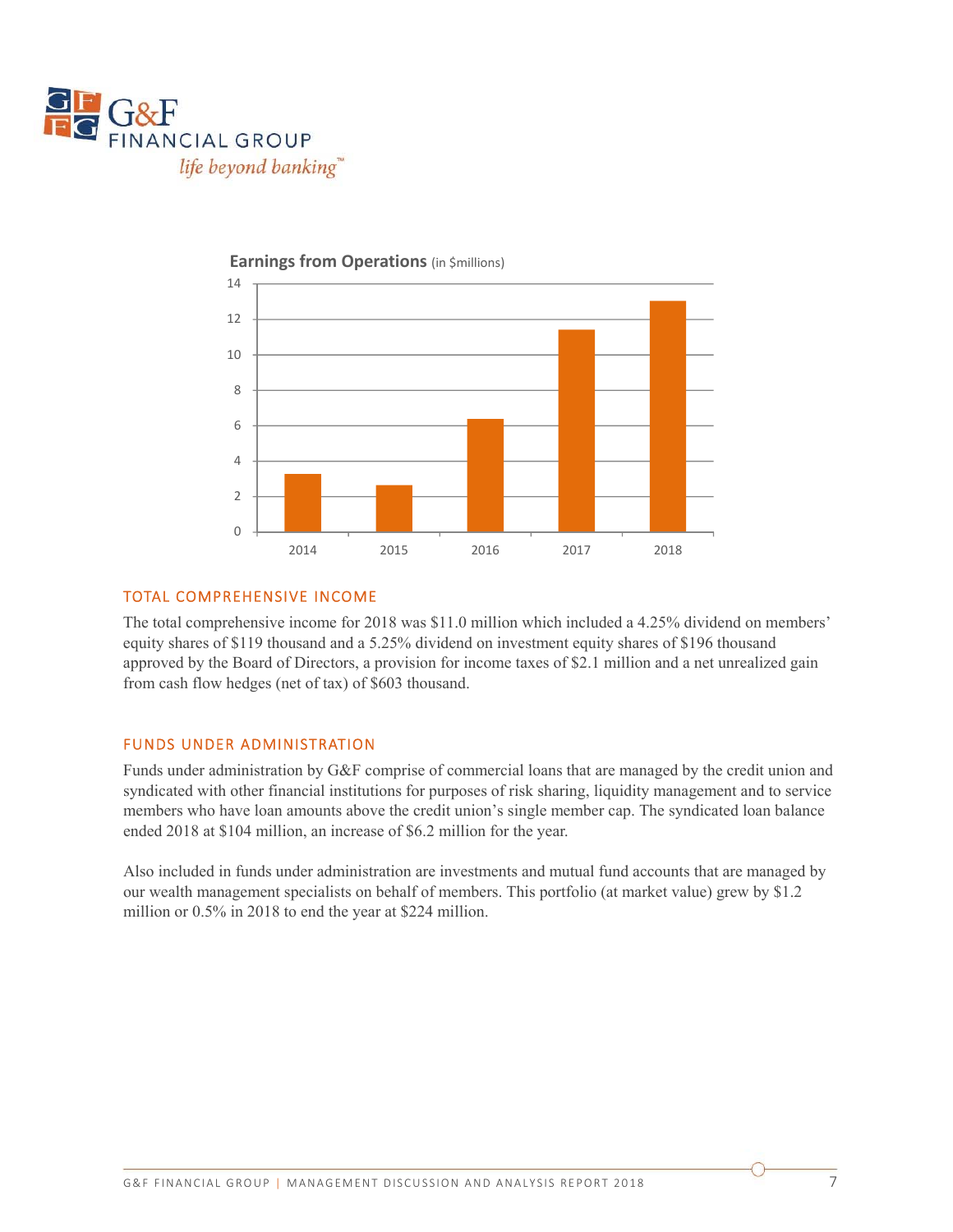**Earnings from Operations** (in $millions)

## TOTAL COMPREHENSIVE INCOME

The total comprehensive income for 2018 was $11.0 million which included a 4.25% dividend on members' equity shares of $119 thousand and a 5.25% dividend on investment equity shares of $196 thousand approved by the Board of Directors, a provision for income taxes of $2.1 million and a net unrealized gain from cash flow hedges (net of tax) of $603 thousand.

## FUNDS UNDER ADMINISTRATION

Funds under administration by G&F comprise of commercial loans that are managed by the credit union and syndicated with other financial institutions for purposes of risk sharing, liquidity management and to service members who have loan amounts above the credit union's single member cap. The syndicated loan balance ended 2018 at $104 million, an increase of $6.2 million for the year.

Also included in funds under administration are investments and mutual fund accounts that are managed by our wealth management specialists on behalf of members. This portfolio (at market value) grew by $1.2 million or 0.5% in 2018 to end the year at $224 million.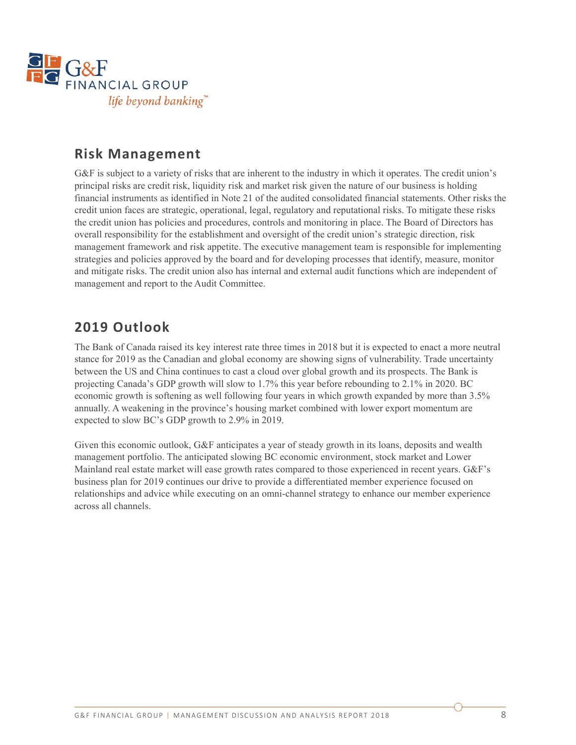## Risk Management

G&F is subject to a variety of risks that are inherent to the industry in which it operates. The credit union's principal risks are credit risk, liquidity risk and market risk given the nature of our business is holding financial instruments as identified in Note 21 of the audited consolidated financial statements. Other risks the credit union faces are strategic, operational, legal, regulatory and reputational risks. To mitigate these risks the credit union has policies and procedures, controls and monitoring in place. The Board of Directors has overall responsibility for the establishment and oversight of the credit union's strategic direction, risk management framework and risk appetite. The executive management team is responsible for implementing strategies and policies approved by the board and for developing processes that identify, measure, monitor and mitigate risks. The credit union also has internal and external audit functions which are independent of management and report to the Audit Committee.

## 2019 Outlook

The Bank of Canada raised its key interest rate three times in 2018 but it is expected to enact a more neutral stance for 2019 as the Canadian and global economy are showing signs of vulnerability. Trade uncertainty between the US and China continues to cast a cloud over global growth and its prospects. The Bank is projecting Canada's GDP growth will slow to 1.7% this year before rebounding to 2.1% in 2020. BC economic growth is softening as well following four years in which growth expanded by more than 3.5% annually. A weakening in the province's housing market combined with lower export momentum are expected to slow BC's GDP growth to 2.9% in 2019.

Given this economic outlook, G&F anticipates a year of steady growth in its loans, deposits and wealth management portfolio. The anticipated slowing BC economic environment, stock market and Lower Mainland real estate market will ease growth rates compared to those experienced in recent years. G&F's business plan for 2019 continues our drive to provide a differentiated member experience focused on relationships and advice while executing on an omni-channel strategy to enhance our member experience across all channels.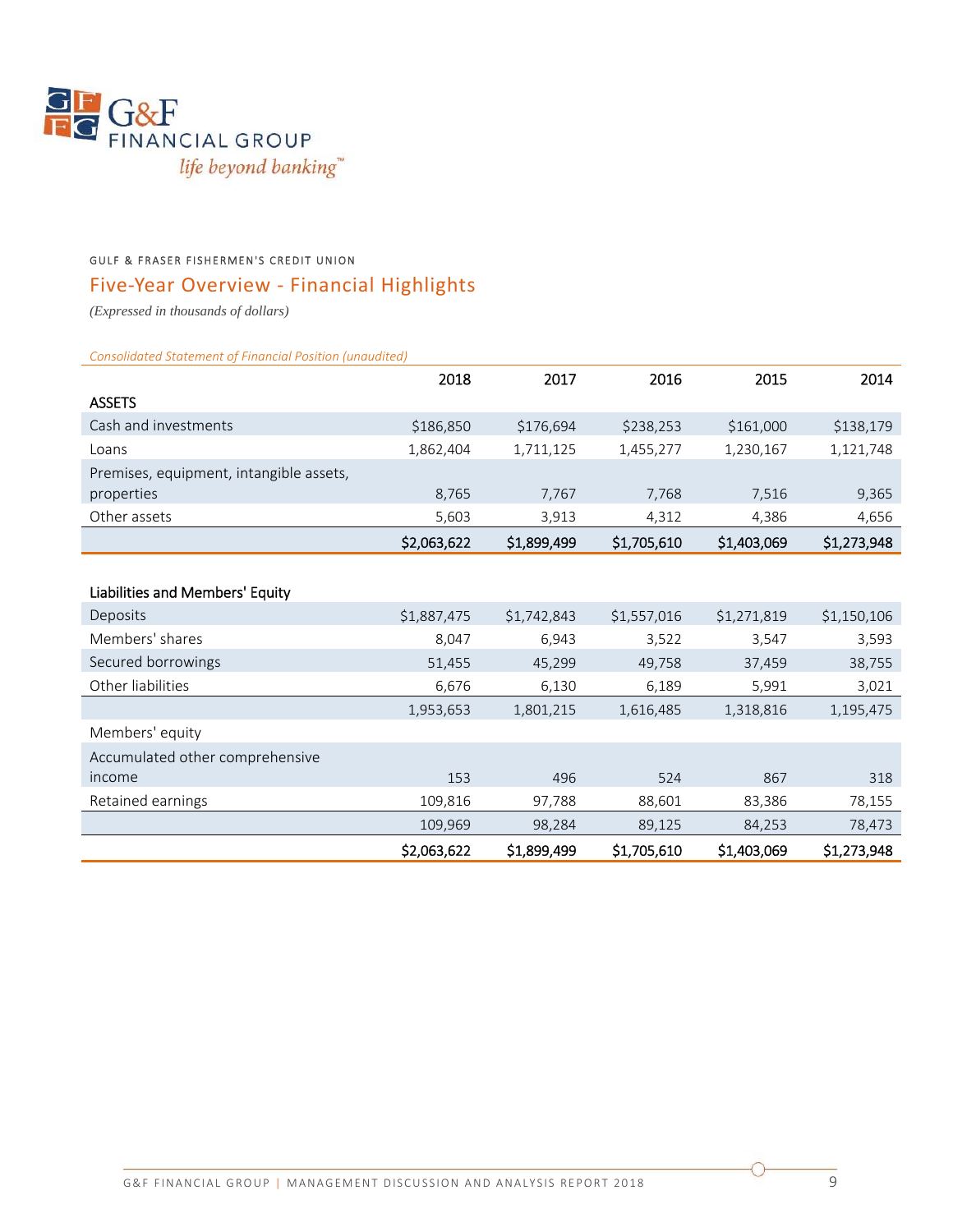G&F FINANCIAL GROUP

*life beyond banking™*

GULF & FRASER FISHERMEN'S CREDIT UNION

## Five-Year Overview - Financial Highlights

*(Expressed in thousands of dollars)*

*Consolidated Statement of Financial Position (unaudited)*

| | 2018 | 2017 | 2016 | 2015 | 2014 |
|---|---|---|---|---|---|
| **ASSETS** | | | | | |
| Cash and investments | $186,850 | $176,694 | $238,253 | $161,000 | $138,179 |
| Loans | 1,862,404 | 1,711,125 | 1,455,277 | 1,230,167 | 1,121,748 |
| Premises, equipment, intangible assets, properties | 8,765 | 7,767 | 7,768 | 7,516 | 9,365 |
| Other assets | 5,603 | 3,913 | 4,312 | 4,386 | 4,656 |
| | $2,063,622 | $1,899,499 | $1,705,610 | $1,403,069 | $1,273,948 |
| | | | | | |
| **Liabilities and Members' Equity** | | | | | |
| Deposits | $1,887,475 | $1,742,843 | $1,557,016 | $1,271,819 | $1,150,106 |
| Members' shares | 8,047 | 6,943 | 3,522 | 3,547 | 3,593 |
| Secured borrowings | 51,455 | 45,299 | 49,758 | 37,459 | 38,755 |
| Other liabilities | 6,676 | 6,130 | 6,189 | 5,991 | 3,021 |
| | 1,953,653 | 1,801,215 | 1,616,485 | 1,318,816 | 1,195,475 |
| Members' equity | | | | | |
| Accumulated other comprehensive income | 153 | 496 | 524 | 867 | 318 |
| Retained earnings | 109,816 | 97,788 | 88,601 | 83,386 | 78,155 |
| | 109,969 | 98,284 | 89,125 | 84,253 | 78,473 |
| | $2,063,622 | $1,899,499 | $1,705,610 | $1,403,069 | $1,273,948 |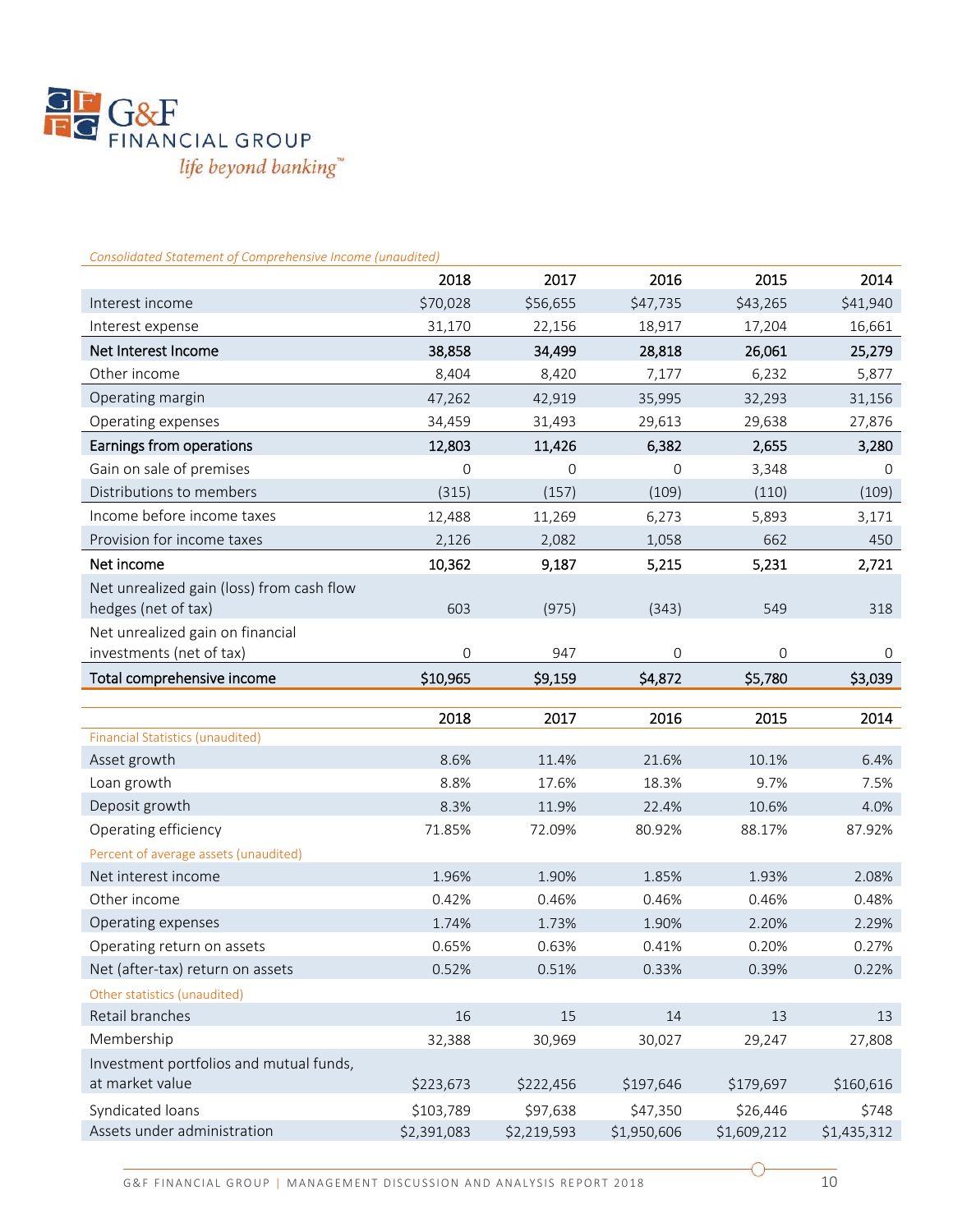G&F FINANCIAL GROUP

*life beyond banking™*

*Consolidated Statement of Comprehensive Income (unaudited)*

| | 2018 | 2017 | 2016 | 2015 | 2014 |
|---|---|---|---|---|---|
| Interest income | $70,028 | $56,655 | $47,735 | $43,265 | $41,940 |
| Interest expense | 31,170 | 22,156 | 18,917 | 17,204 | 16,661 |
| **Net Interest Income** | **38,858** | **34,499** | **28,818** | **26,061** | **25,279** |
| Other income | 8,404 | 8,420 | 7,177 | 6,232 | 5,877 |
| Operating margin | 47,262 | 42,919 | 35,995 | 32,293 | 31,156 |
| Operating expenses | 34,459 | 31,493 | 29,613 | 29,638 | 27,876 |
| **Earnings from operations** | **12,803** | **11,426** | **6,382** | **2,655** | **3,280** |
| Gain on sale of premises | 0 | 0 | 0 | 3,348 | 0 |
| Distributions to members | (315) | (157) | (109) | (110) | (109) |
| Income before income taxes | 12,488 | 11,269 | 6,273 | 5,893 | 3,171 |
| Provision for income taxes | 2,126 | 2,082 | 1,058 | 662 | 450 |
| **Net income** | **10,362** | **9,187** | **5,215** | **5,231** | **2,721** |
| Net unrealized gain (loss) from cash flow hedges (net of tax) | 603 | (975) | (343) | 549 | 318 |
| Net unrealized gain on financial investments (net of tax) | 0 | 947 | 0 | 0 | 0 |
| **Total comprehensive income** | **$10,965** | **$9,159** | **$4,872** | **$5,780** | **$3,039** |

| | 2018 | 2017 | 2016 | 2015 | 2014 |
|---|---|---|---|---|---|
| *Financial Statistics (unaudited)* | | | | | |
| Asset growth | 8.6% | 11.4% | 21.6% | 10.1% | 6.4% |
| Loan growth | 8.8% | 17.6% | 18.3% | 9.7% | 7.5% |
| Deposit growth | 8.3% | 11.9% | 22.4% | 10.6% | 4.0% |
| Operating efficiency | 71.85% | 72.09% | 80.92% | 88.17% | 87.92% |
| *Percent of average assets (unaudited)* | | | | | |
| Net interest income | 1.96% | 1.90% | 1.85% | 1.93% | 2.08% |
| Other income | 0.42% | 0.46% | 0.46% | 0.46% | 0.48% |
| Operating expenses | 1.74% | 1.73% | 1.90% | 2.20% | 2.29% |
| Operating return on assets | 0.65% | 0.63% | 0.41% | 0.20% | 0.27% |
| Net (after-tax) return on assets | 0.52% | 0.51% | 0.33% | 0.39% | 0.22% |
| *Other statistics (unaudited)* | | | | | |
| Retail branches | 16 | 15 | 14 | 13 | 13 |
| Membership | 32,388 | 30,969 | 30,027 | 29,247 | 27,808 |
| Investment portfolios and mutual funds, at market value | $223,673 | $222,456 | $197,646 | $179,697 | $160,616 |
| Syndicated loans | $103,789 | $97,638 | $47,350 | $26,446 | $748 |
| Assets under administration | $2,391,083 | $2,219,593 | $1,950,606 | $1,609,212 | $1,435,312 |